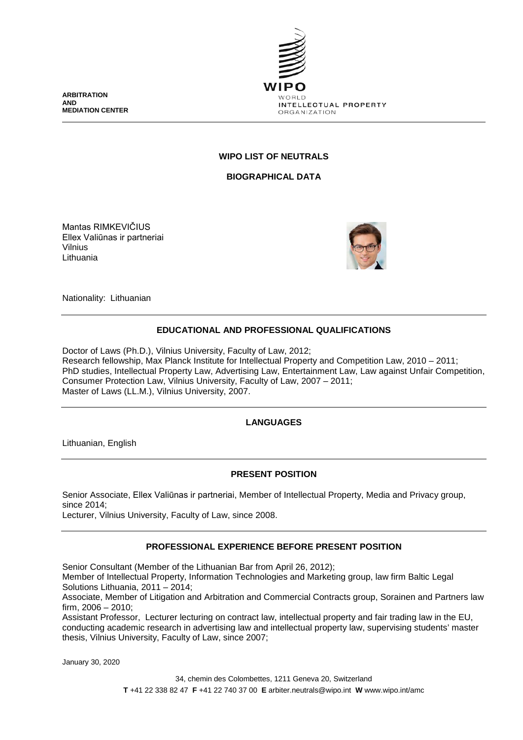**ARBITRATION AND MEDIATION CENTER**

WIPO
WORLD INTELLECTUAL PROPERTY ORGANIZATION

## WIPO LIST OF NEUTRALS

### BIOGRAPHICAL DATA

Mantas RIMKEVIČIUS
Ellex Valiūnas ir partneriai
Vilnius
Lithuania

Nationality: Lithuanian

### EDUCATIONAL AND PROFESSIONAL QUALIFICATIONS

Doctor of Laws (Ph.D.), Vilnius University, Faculty of Law, 2012;
Research fellowship, Max Planck Institute for Intellectual Property and Competition Law, 2010 – 2011;
PhD studies, Intellectual Property Law, Advertising Law, Entertainment Law, Law against Unfair Competition, Consumer Protection Law, Vilnius University, Faculty of Law, 2007 – 2011;
Master of Laws (LL.M.), Vilnius University, 2007.

### LANGUAGES

Lithuanian, English

### PRESENT POSITION

Senior Associate, Ellex Valiūnas ir partneriai, Member of Intellectual Property, Media and Privacy group, since 2014;
Lecturer, Vilnius University, Faculty of Law, since 2008.

### PROFESSIONAL EXPERIENCE BEFORE PRESENT POSITION

Senior Consultant (Member of the Lithuanian Bar from April 26, 2012);
Member of Intellectual Property, Information Technologies and Marketing group, law firm Baltic Legal Solutions Lithuania, 2011 – 2014;
Associate, Member of Litigation and Arbitration and Commercial Contracts group, Sorainen and Partners law firm, 2006 – 2010;
Assistant Professor, Lecturer lecturing on contract law, intellectual property and fair trading law in the EU, conducting academic research in advertising law and intellectual property law, supervising students' master thesis, Vilnius University, Faculty of Law, since 2007;

January 30, 2020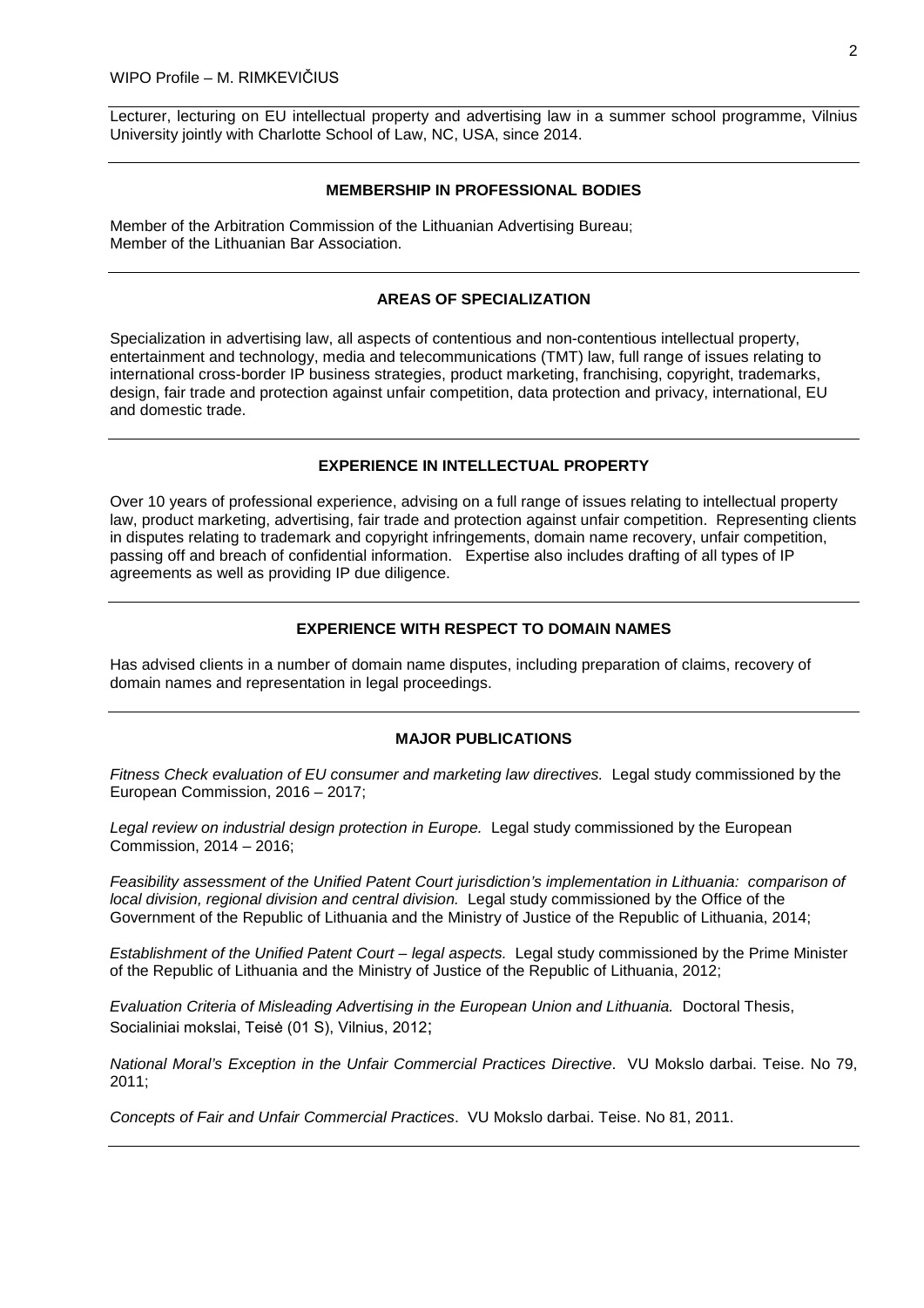Lecturer, lecturing on EU intellectual property and advertising law in a summer school programme, Vilnius University jointly with Charlotte School of Law, NC, USA, since 2014.

## MEMBERSHIP IN PROFESSIONAL BODIES

Member of the Arbitration Commission of the Lithuanian Advertising Bureau;
Member of the Lithuanian Bar Association.

## AREAS OF SPECIALIZATION

Specialization in advertising law, all aspects of contentious and non-contentious intellectual property, entertainment and technology, media and telecommunications (TMT) law, full range of issues relating to international cross-border IP business strategies, product marketing, franchising, copyright, trademarks, design, fair trade and protection against unfair competition, data protection and privacy, international, EU and domestic trade.

## EXPERIENCE IN INTELLECTUAL PROPERTY

Over 10 years of professional experience, advising on a full range of issues relating to intellectual property law, product marketing, advertising, fair trade and protection against unfair competition. Representing clients in disputes relating to trademark and copyright infringements, domain name recovery, unfair competition, passing off and breach of confidential information. Expertise also includes drafting of all types of IP agreements as well as providing IP due diligence.

## EXPERIENCE WITH RESPECT TO DOMAIN NAMES

Has advised clients in a number of domain name disputes, including preparation of claims, recovery of domain names and representation in legal proceedings.

## MAJOR PUBLICATIONS

*Fitness Check evaluation of EU consumer and marketing law directives.* Legal study commissioned by the European Commission, 2016 – 2017;

*Legal review on industrial design protection in Europe.* Legal study commissioned by the European Commission, 2014 – 2016;

*Feasibility assessment of the Unified Patent Court jurisdiction's implementation in Lithuania: comparison of local division, regional division and central division.* Legal study commissioned by the Office of the Government of the Republic of Lithuania and the Ministry of Justice of the Republic of Lithuania, 2014;

*Establishment of the Unified Patent Court – legal aspects.* Legal study commissioned by the Prime Minister of the Republic of Lithuania and the Ministry of Justice of the Republic of Lithuania, 2012;

*Evaluation Criteria of Misleading Advertising in the European Union and Lithuania.* Doctoral Thesis, Socialiniai mokslai, Teisė (01 S), Vilnius, 2012;

*National Moral's Exception in the Unfair Commercial Practices Directive*. VU Mokslo darbai. Teise. No 79, 2011;

*Concepts of Fair and Unfair Commercial Practices*. VU Mokslo darbai. Teise. No 81, 2011.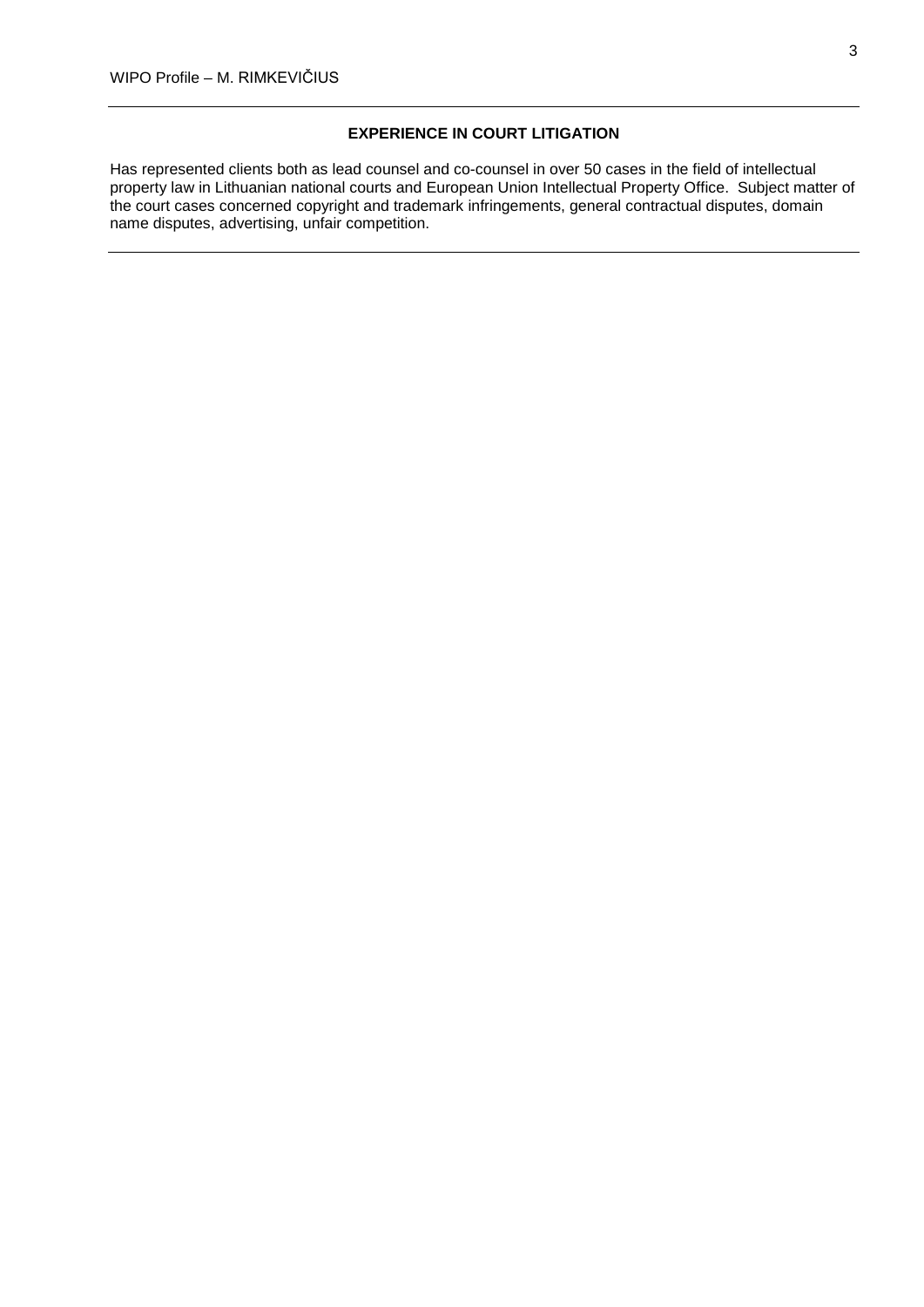## EXPERIENCE IN COURT LITIGATION

Has represented clients both as lead counsel and co-counsel in over 50 cases in the field of intellectual property law in Lithuanian national courts and European Union Intellectual Property Office. Subject matter of the court cases concerned copyright and trademark infringements, general contractual disputes, domain name disputes, advertising, unfair competition.